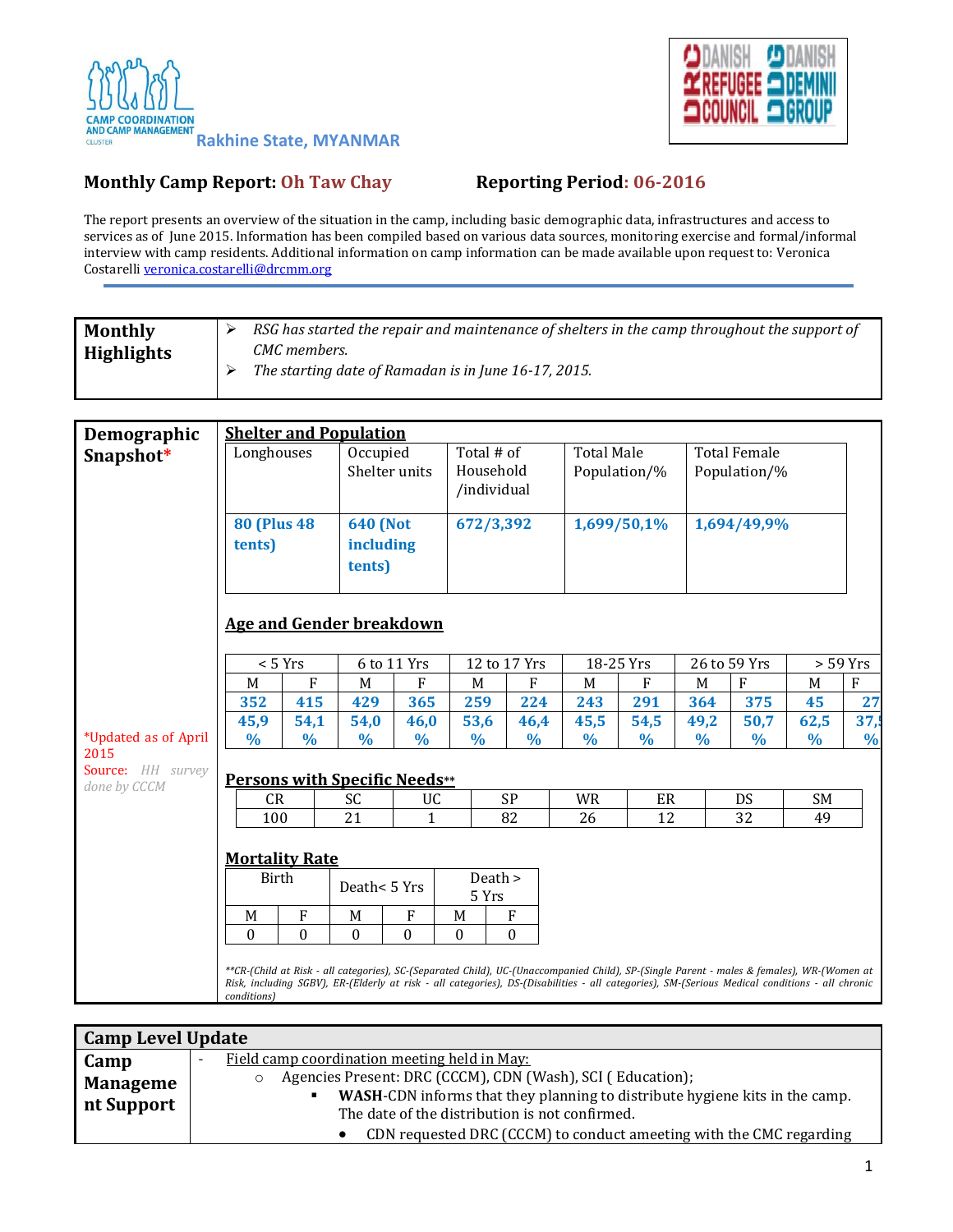CAMP COORDINATION AND CAMP MANAGEMENT CLUSTER **Rakhine State, MYANMAR**

DANISH REFUGEE COUNCIL · DANISH DEMINING GROUP

## Monthly Camp Report: Oh Taw Chay    Reporting Period: 06-2016

The report presents an overview of the situation in the camp, including basic demographic data, infrastructures and access to services as of June 2015. Information has been compiled based on various data sources, monitoring exercise and formal/informal interview with camp residents. Additional information on camp information can be made available upon request to: Veronica Costarelli veronica.costarelli@drcmm.org

### Monthly Highlights

- *RSG has started the repair and maintenance of shelters in the camp throughout the support of CMC members.*
- *The starting date of Ramadan is in June 16-17, 2015.*

### Demographic Snapshot*

*Updated as of April 2015

Source: *HH survey done by CCCM*

**Shelter and Population**

| Longhouses | Occupied Shelter units | Total # of Household /individual | Total Male Population/% | Total Female Population/% |
|---|---|---|---|---|
| **80 (Plus 48 tents)** | **640 (Not including tents)** | **672/3,392** | **1,699/50,1%** | **1,694/49,9%** |

**Age and Gender breakdown**

| < 5 Yrs | | 6 to 11 Yrs | | 12 to 17 Yrs | | 18-25 Yrs | | 26 to 59 Yrs | | > 59 Yrs | |
|---|---|---|---|---|---|---|---|---|---|---|---|
| M | F | M | F | M | F | M | F | M | F | M | F |
| **352** | **415** | **429** | **365** | **259** | **224** | **243** | **291** | **364** | **375** | **45** | **27** |
| **45,9 %** | **54,1 %** | **54,0 %** | **46,0 %** | **53,6 %** | **46,4 %** | **45,5 %** | **54,5 %** | **49,2 %** | **50,7 %** | **62,5 %** | **37,5 %** |

**Persons with Specific Needs****

| CR | SC | UC | SP | WR | ER | DS | SM |
|---|---|---|---|---|---|---|---|
| 100 | 21 | 1 | 82 | 26 | 12 | 32 | 49 |

**Mortality Rate**

| Birth | | Death< 5 Yrs | | Death > 5 Yrs | |
|---|---|---|---|---|---|
| M | F | M | F | M | F |
| 0 | 0 | 0 | 0 | 0 | 0 |

*CR-(Child at Risk - all categories), SC-(Separated Child), UC-(Unaccompanied Child), SP-(Single Parent - males & females), WR-(Women at Risk, including SGBV), ER-(Elderly at risk - all categories), DS-(Disabilities - all categories), SM-(Serious Medical conditions - all chronic conditions)*

## Camp Level Update

### Camp Management Support

- Field camp coordination meeting held in May:
  - Agencies Present: DRC (CCCM), CDN (Wash), SCI ( Education);
    - **WASH**-CDN informs that they planning to distribute hygiene kits in the camp. The date of the distribution is not confirmed.
      - CDN requested DRC (CCCM) to conduct ameeting with the CMC regarding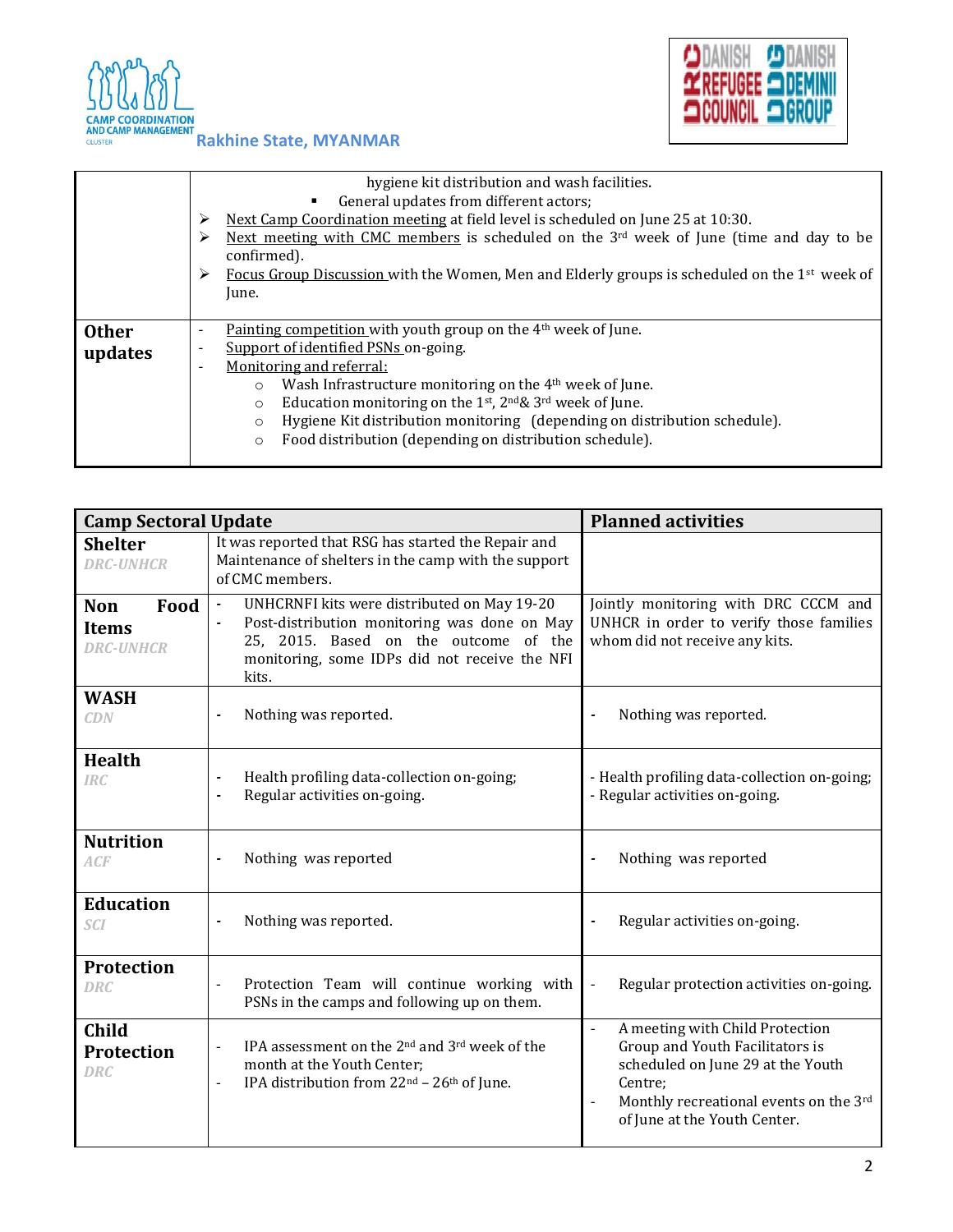| | |
|---|---|
| | hygiene kit distribution and wash facilities.<br>▪ General updates from different actors;<br>➢ Next Camp Coordination meeting at field level is scheduled on June 25 at 10:30.<br>➢ Next meeting with CMC members is scheduled on the 3rd week of June (time and day to be confirmed).<br>➢ Focus Group Discussion with the Women, Men and Elderly groups is scheduled on the 1st week of June. |
| **Other updates** | - Painting competition with youth group on the 4th week of June.<br>- Support of identified PSNs on-going.<br>- Monitoring and referral:<br>○ Wash Infrastructure monitoring on the 4th week of June.<br>○ Education monitoring on the 1st, 2nd& 3rd week of June.<br>○ Hygiene Kit distribution monitoring (depending on distribution schedule).<br>○ Food distribution (depending on distribution schedule). |

| **Camp Sectoral Update** | | **Planned activities** |
|---|---|---|
| **Shelter**<br>*DRC-UNHCR* | It was reported that RSG has started the Repair and Maintenance of shelters in the camp with the support of CMC members. | |
| **Non Food Items**<br>*DRC-UNHCR* | - UNHCRNFI kits were distributed on May 19-20<br>- Post-distribution monitoring was done on May 25, 2015. Based on the outcome of the monitoring, some IDPs did not receive the NFI kits. | Jointly monitoring with DRC CCCM and UNHCR in order to verify those families whom did not receive any kits. |
| **WASH**<br>*CDN* | - Nothing was reported. | - Nothing was reported. |
| **Health**<br>*IRC* | - Health profiling data-collection on-going;<br>- Regular activities on-going. | - Health profiling data-collection on-going;<br>- Regular activities on-going. |
| **Nutrition**<br>*ACF* | - Nothing was reported | - Nothing was reported |
| **Education**<br>*SCI* | - Nothing was reported. | - Regular activities on-going. |
| **Protection**<br>*DRC* | - Protection Team will continue working with PSNs in the camps and following up on them. | - Regular protection activities on-going. |
| **Child Protection**<br>*DRC* | - IPA assessment on the 2nd and 3rd week of the month at the Youth Center;<br>- IPA distribution from 22nd – 26th of June. | - A meeting with Child Protection Group and Youth Facilitators is scheduled on June 29 at the Youth Centre;<br>- Monthly recreational events on the 3rd of June at the Youth Center. |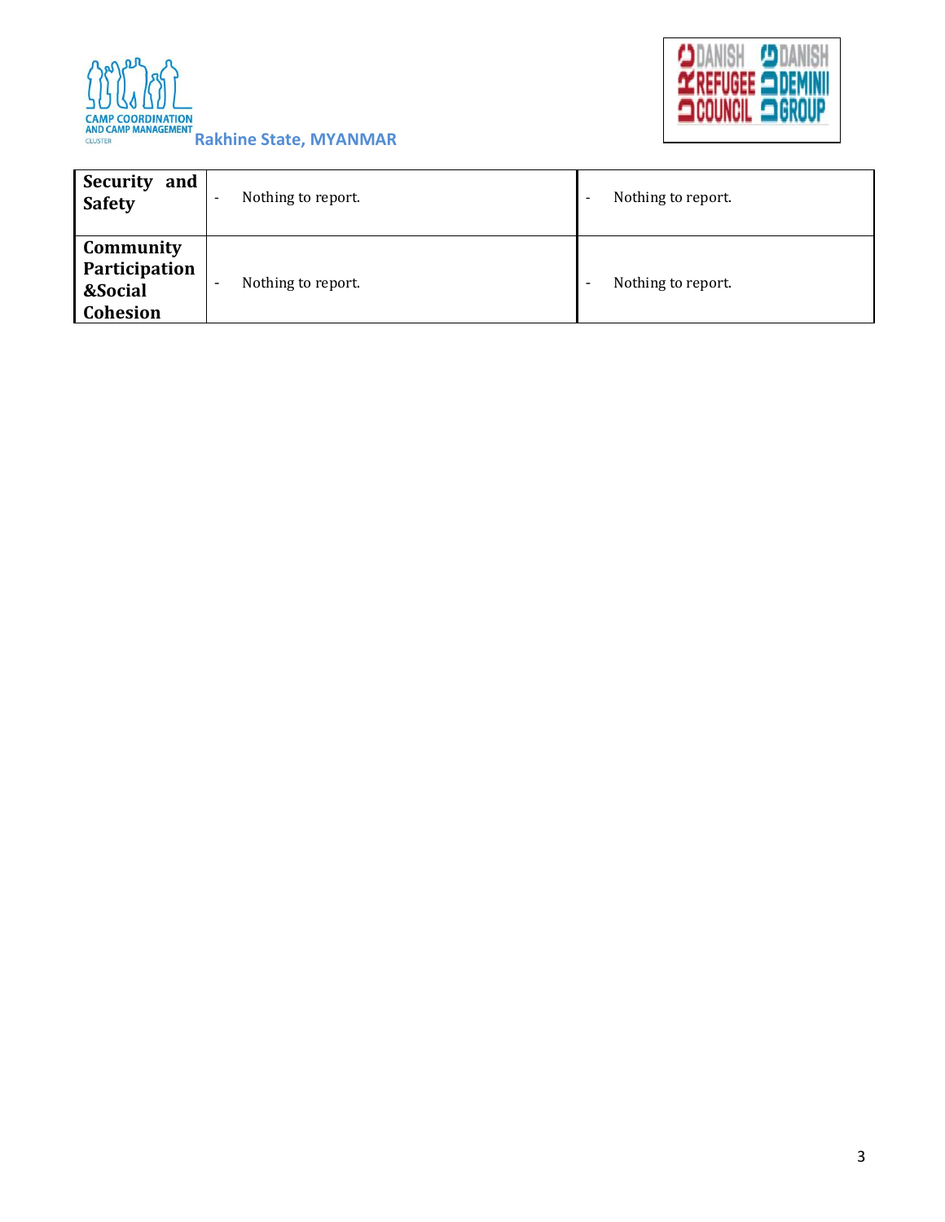| | | |
|---|---|---|
| **Security and Safety** | - Nothing to report. | - Nothing to report. |
| **Community Participation &Social Cohesion** | - Nothing to report. | - Nothing to report. |